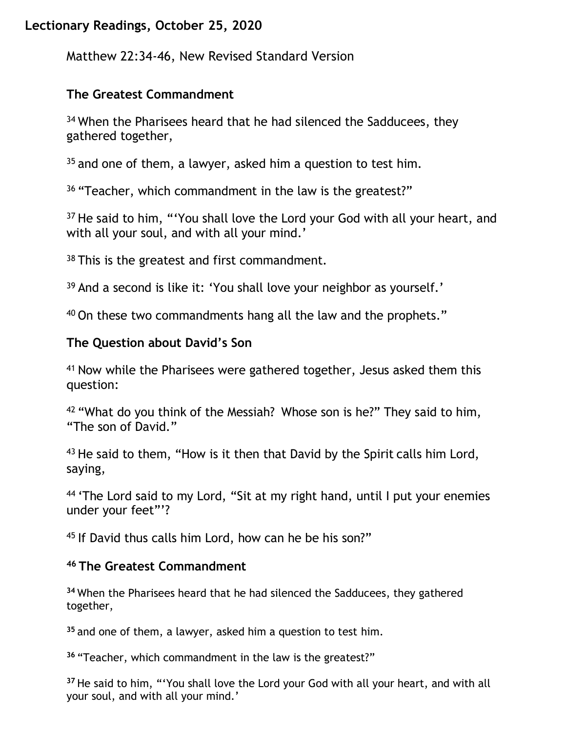**Lectionary Readings, October 25, 2020**

Matthew 22:34-46, New Revised Standard Version

### The Greatest Commandment

[34] When the Pharisees heard that he had silenced the Sadducees, they gathered together,

[35] and one of them, a lawyer, asked him a question to test him.

[36] "Teacher, which commandment in the law is the greatest?"

[37] He said to him, "'You shall love the Lord your God with all your heart, and with all your soul, and with all your mind.'

[38] This is the greatest and first commandment.

[39] And a second is like it: 'You shall love your neighbor as yourself.'

[40] On these two commandments hang all the law and the prophets."

### The Question about David's Son

[41] Now while the Pharisees were gathered together, Jesus asked them this question:

[42] "What do you think of the Messiah? Whose son is he?" They said to him, "The son of David."

[43] He said to them, "How is it then that David by the Spirit calls him Lord, saying,

[44] 'The Lord said to my Lord, "Sit at my right hand, until I put your enemies under your feet"'?

[45] If David thus calls him Lord, how can he be his son?"

### [46] The Greatest Commandment

**[34]** When the Pharisees heard that he had silenced the Sadducees, they gathered together,

**[35]** and one of them, a lawyer, asked him a question to test him.

**[36]** "Teacher, which commandment in the law is the greatest?"

**[37]** He said to him, "'You shall love the Lord your God with all your heart, and with all your soul, and with all your mind.'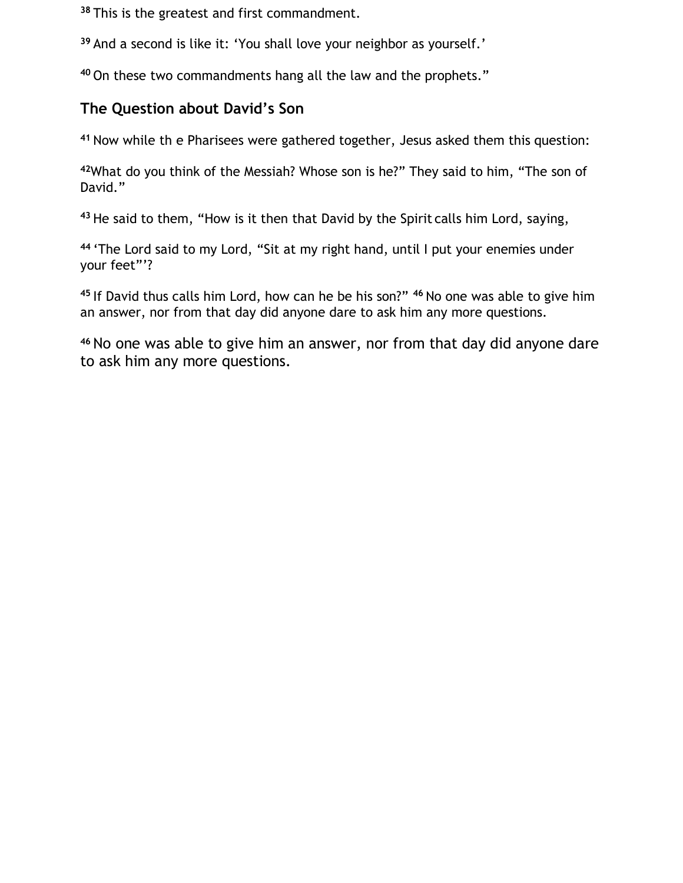[38] This is the greatest and first commandment.

[39] And a second is like it: ‘You shall love your neighbor as yourself.’

[40] On these two commandments hang all the law and the prophets.”

## The Question about David’s Son

[41] Now while th e Pharisees were gathered together, Jesus asked them this question:

[42]What do you think of the Messiah? Whose son is he?” They said to him, “The son of David.”

[43] He said to them, “How is it then that David by the Spirit calls him Lord, saying,

[44] ‘The Lord said to my Lord, “Sit at my right hand, until I put your enemies under your feet”’?

[45] If David thus calls him Lord, how can he be his son?” [46] No one was able to give him an answer, nor from that day did anyone dare to ask him any more questions.

[46] No one was able to give him an answer, nor from that day did anyone dare to ask him any more questions.